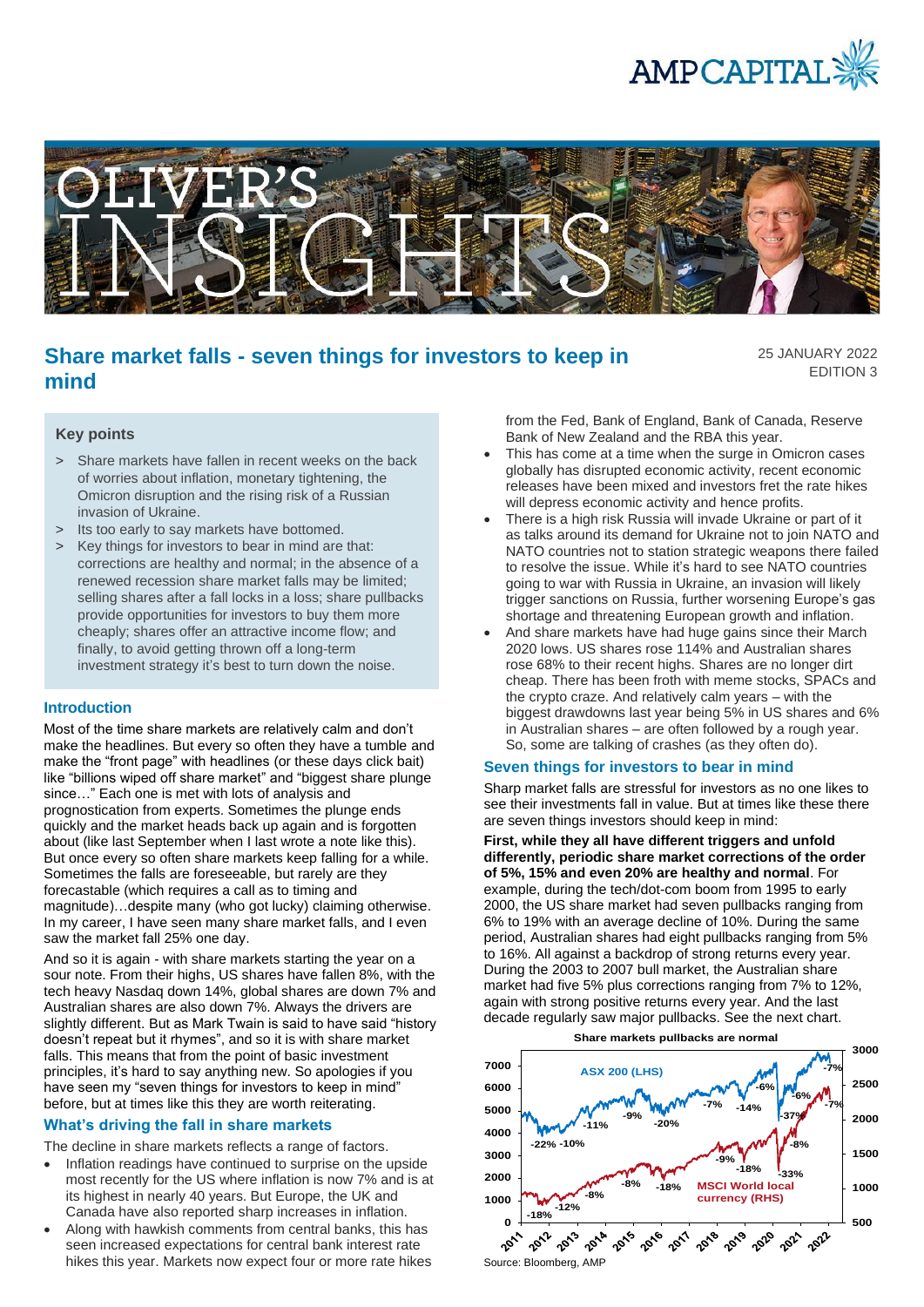# Share market falls - seven things for investors to keep in mind

25 JANUARY 2022
EDITION 3

## Key points

- Share markets have fallen in recent weeks on the back of worries about inflation, monetary tightening, the Omicron disruption and the rising risk of a Russian invasion of Ukraine.
- Its too early to say markets have bottomed.
- Key things for investors to bear in mind are that: corrections are healthy and normal; in the absence of a renewed recession share market falls may be limited; selling shares after a fall locks in a loss; share pullbacks provide opportunities for investors to buy them more cheaply; shares offer an attractive income flow; and finally, to avoid getting thrown off a long-term investment strategy it's best to turn down the noise.

## Introduction

Most of the time share markets are relatively calm and don't make the headlines. But every so often they have a tumble and make the "front page" with headlines (or these days click bait) like "billions wiped off share market" and "biggest share plunge since…" Each one is met with lots of analysis and prognostication from experts. Sometimes the plunge ends quickly and the market heads back up again and is forgotten about (like last September when I last wrote a note like this). But once every so often share markets keep falling for a while. Sometimes the falls are foreseeable, but rarely are they forecastable (which requires a call as to timing and magnitude)…despite many (who got lucky) claiming otherwise. In my career, I have seen many share market falls, and I even saw the market fall 25% one day.

And so it is again - with share markets starting the year on a sour note. From their highs, US shares have fallen 8%, with the tech heavy Nasdaq down 14%, global shares are down 7% and Australian shares are also down 7%. Always the drivers are slightly different. But as Mark Twain is said to have said "history doesn't repeat but it rhymes", and so it is with share market falls. This means that from the point of basic investment principles, it's hard to say anything new. So apologies if you have seen my "seven things for investors to keep in mind" before, but at times like this they are worth reiterating.

## What's driving the fall in share markets

The decline in share markets reflects a range of factors.

- Inflation readings have continued to surprise on the upside most recently for the US where inflation is now 7% and is at its highest in nearly 40 years. But Europe, the UK and Canada have also reported sharp increases in inflation.
- Along with hawkish comments from central banks, this has seen increased expectations for central bank interest rate hikes this year. Markets now expect four or more rate hikes from the Fed, Bank of England, Bank of Canada, Reserve Bank of New Zealand and the RBA this year.
- This has come at a time when the surge in Omicron cases globally has disrupted economic activity, recent economic releases have been mixed and investors fret the rate hikes will depress economic activity and hence profits.
- There is a high risk Russia will invade Ukraine or part of it as talks around its demand for Ukraine not to join NATO and NATO countries not to station strategic weapons there failed to resolve the issue. While it's hard to see NATO countries going to war with Russia in Ukraine, an invasion will likely trigger sanctions on Russia, further worsening Europe's gas shortage and threatening European growth and inflation.
- And share markets have had huge gains since their March 2020 lows. US shares rose 114% and Australian shares rose 68% to their recent highs. Shares are no longer dirt cheap. There has been froth with meme stocks, SPACs and the crypto craze. And relatively calm years – with the biggest drawdowns last year being 5% in US shares and 6% in Australian shares – are often followed by a rough year. So, some are talking of crashes (as they often do).

## Seven things for investors to bear in mind

Sharp market falls are stressful for investors as no one likes to see their investments fall in value. But at times like these there are seven things investors should keep in mind:

**First, while they all have different triggers and unfold differently, periodic share market corrections of the order of 5%, 15% and even 20% are healthy and normal**. For example, during the tech/dot-com boom from 1995 to early 2000, the US share market had seven pullbacks ranging from 6% to 19% with an average decline of 10%. During the same period, Australian shares had eight pullbacks ranging from 5% to 16%. All against a backdrop of strong returns every year. During the 2003 to 2007 bull market, the Australian share market had five 5% plus corrections ranging from 7% to 12%, again with strong positive returns every year. And the last decade regularly saw major pullbacks. See the next chart.

**Share markets pullbacks are normal**

[Chart: ASX 200 (LHS) and MSCI World local currency (RHS), 2011–2022, with pullbacks marked. ASX 200: -22%, -10%, -11%, -9%, -20%, -7%, -14%, -6%, -37%, -6%, -7%. MSCI World: -18%, -12%, -8%, -8%, -18%, -9%, -18%, -33%, -8%, -7%.]

Source: Bloomberg, AMP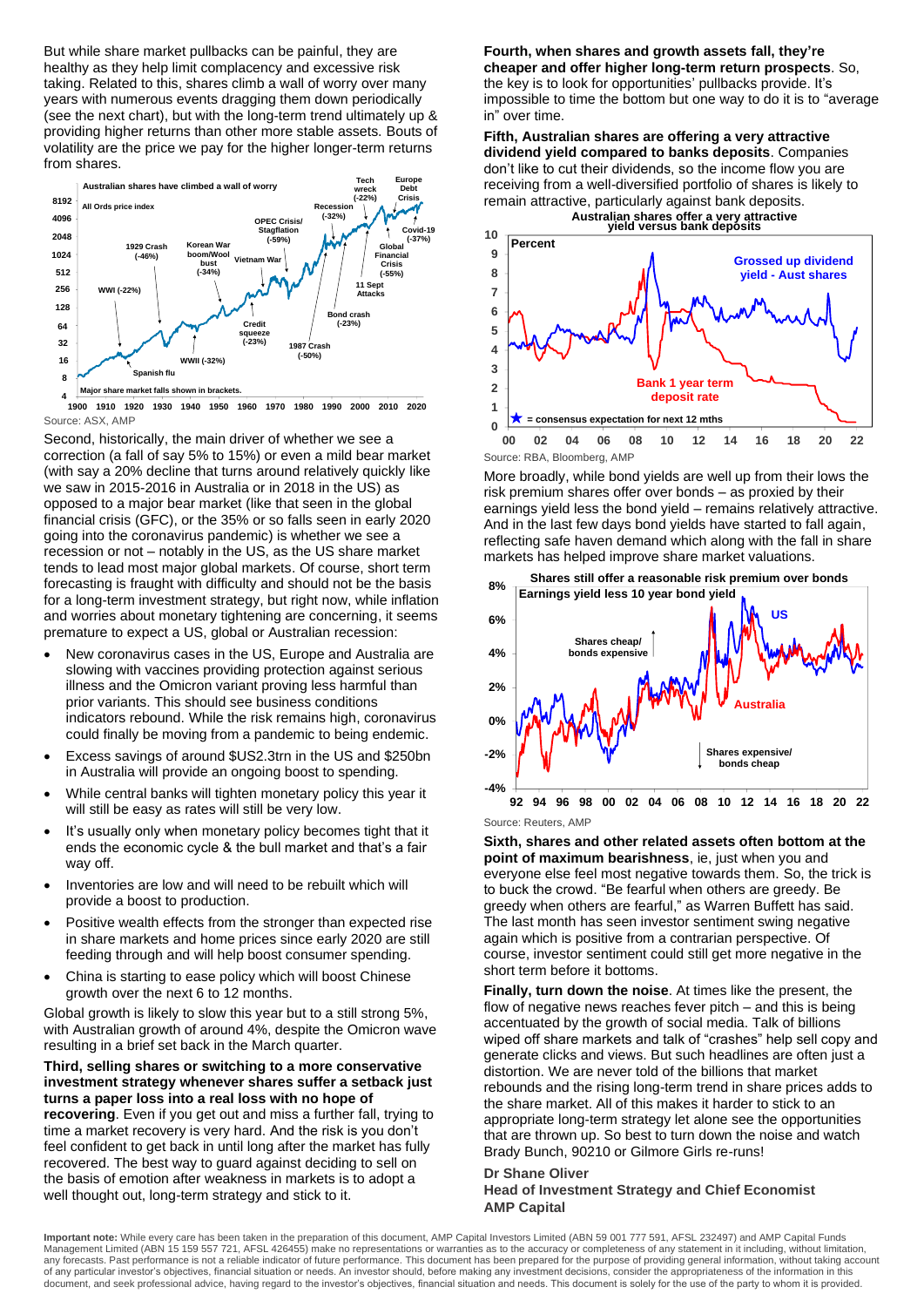But while share market pullbacks can be painful, they are healthy as they help limit complacency and excessive risk taking. Related to this, shares climb a wall of worry over many years with numerous events dragging them down periodically (see the next chart), but with the long-term trend ultimately up & providing higher returns than other more stable assets. Bouts of volatility are the price we pay for the higher longer-term returns from shares.

Australian shares have climbed a wall of worry
All Ords price index
8192
4096
2048
1024
512
256
128
64
32
16
8
4
1900 1910 1920 1930 1940 1950 1960 1970 1980 1990 2000 2010 2020
WWI (-22%)
Spanish flu
1929 Crash (-46%)
WWII (-32%)
Korean War boom/Wool bust (-34%)
Credit squeeze (-23%)
Vietnam War
OPEC Crisis/ Stagflation (-59%)
1987 Crash (-50%)
Recession (-32%)
Bond crash (-23%)
Tech wreck (-22%)
11 Sept Attacks
Global Financial Crisis (-55%)
Europe Debt Crisis
Covid-19 (-37%)
Major share market falls shown in brackets.

Source: ASX, AMP

Second, historically, the main driver of whether we see a correction (a fall of say 5% to 15%) or even a mild bear market (with say a 20% decline that turns around relatively quickly like we saw in 2015-2016 in Australia or in 2018 in the US) as opposed to a major bear market (like that seen in the global financial crisis (GFC), or the 35% or so falls seen in early 2020 going into the coronavirus pandemic) is whether we see a recession or not – notably in the US, as the US share market tends to lead most major global markets. Of course, short term forecasting is fraught with difficulty and should not be the basis for a long-term investment strategy, but right now, while inflation and worries about monetary tightening are concerning, it seems premature to expect a US, global or Australian recession:

- New coronavirus cases in the US, Europe and Australia are slowing with vaccines providing protection against serious illness and the Omicron variant proving less harmful than prior variants. This should see business conditions indicators rebound. While the risk remains high, coronavirus could finally be moving from a pandemic to being endemic.
- Excess savings of around $US2.3trn in the US and $250bn in Australia will provide an ongoing boost to spending.
- While central banks will tighten monetary policy this year it will still be easy as rates will still be very low.
- It's usually only when monetary policy becomes tight that it ends the economic cycle & the bull market and that's a fair way off.
- Inventories are low and will need to be rebuilt which will provide a boost to production.
- Positive wealth effects from the stronger than expected rise in share markets and home prices since early 2020 are still feeding through and will help boost consumer spending.
- China is starting to ease policy which will boost Chinese growth over the next 6 to 12 months.

Global growth is likely to slow this year but to a still strong 5%, with Australian growth of around 4%, despite the Omicron wave resulting in a brief set back in the March quarter.

**Third, selling shares or switching to a more conservative investment strategy whenever shares suffer a setback just turns a paper loss into a real loss with no hope of recovering**. Even if you get out and miss a further fall, trying to time a market recovery is very hard. And the risk is you don't feel confident to get back in until long after the market has fully recovered. The best way to guard against deciding to sell on the basis of emotion after weakness in markets is to adopt a well thought out, long-term strategy and stick to it.

**Fourth, when shares and growth assets fall, they're cheaper and offer higher long-term return prospects**. So, the key is to look for opportunities' pullbacks provide. It's impossible to time the bottom but one way to do it is to "average in" over time.

**Fifth, Australian shares are offering a very attractive dividend yield compared to banks deposits**. Companies don't like to cut their dividends, so the income flow you are receiving from a well-diversified portfolio of shares is likely to remain attractive, particularly against bank deposits.

Australian shares offer a very attractive yield versus bank deposits
Percent
10
9
8
7
6
5
4
3
2
1
0
00 02 04 06 08 10 12 14 16 18 20 22
Grossed up dividend yield - Aust shares
Bank 1 year term deposit rate
★ = consensus expectation for next 12 mths

Source: RBA, Bloomberg, AMP

More broadly, while bond yields are well up from their lows the risk premium shares offer over bonds – as proxied by their earnings yield less the bond yield – remains relatively attractive. And in the last few days bond yields have started to fall again, reflecting safe haven demand which along with the fall in share markets has helped improve share market valuations.

Shares still offer a reasonable risk premium over bonds
Earnings yield less 10 year bond yield
8%
6%
4%
2%
0%
-2%
-4%
92 94 96 98 00 02 04 06 08 10 12 14 16 18 20 22
Shares cheap/ bonds expensive
Shares expensive/ bonds cheap
US
Australia

Source: Reuters, AMP

**Sixth, shares and other related assets often bottom at the point of maximum bearishness**, ie, just when you and everyone else feel most negative towards them. So, the trick is to buck the crowd. "Be fearful when others are greedy. Be greedy when others are fearful," as Warren Buffett has said. The last month has seen investor sentiment swing negative again which is positive from a contrarian perspective. Of course, investor sentiment could still get more negative in the short term before it bottoms.

**Finally, turn down the noise**. At times like the present, the flow of negative news reaches fever pitch – and this is being accentuated by the growth of social media. Talk of billions wiped off share markets and talk of "crashes" help sell copy and generate clicks and views. But such headlines are often just a distortion. We are never told of the billions that market rebounds and the rising long-term trend in share prices adds to the share market. All of this makes it harder to stick to an appropriate long-term strategy let alone see the opportunities that are thrown up. So best to turn down the noise and watch Brady Bunch, 90210 or Gilmore Girls re-runs!

**Dr Shane Oliver**
**Head of Investment Strategy and Chief Economist**
**AMP Capital**

**Important note:** While every care has been taken in the preparation of this document, AMP Capital Investors Limited (ABN 59 001 777 591, AFSL 232497) and AMP Capital Funds Management Limited (ABN 15 159 557 721, AFSL 426455) make no representations or warranties as to the accuracy or completeness of any statement in it including, without limitation, any forecasts. Past performance is not a reliable indicator of future performance. This document has been prepared for the purpose of providing general information, without taking account of any particular investor's objectives, financial situation or needs. An investor should, before making any investment decisions, consider the appropriateness of the information in this document, and seek professional advice, having regard to the investor's objectives, financial situation and needs. This document is solely for the use of the party to whom it is provided.